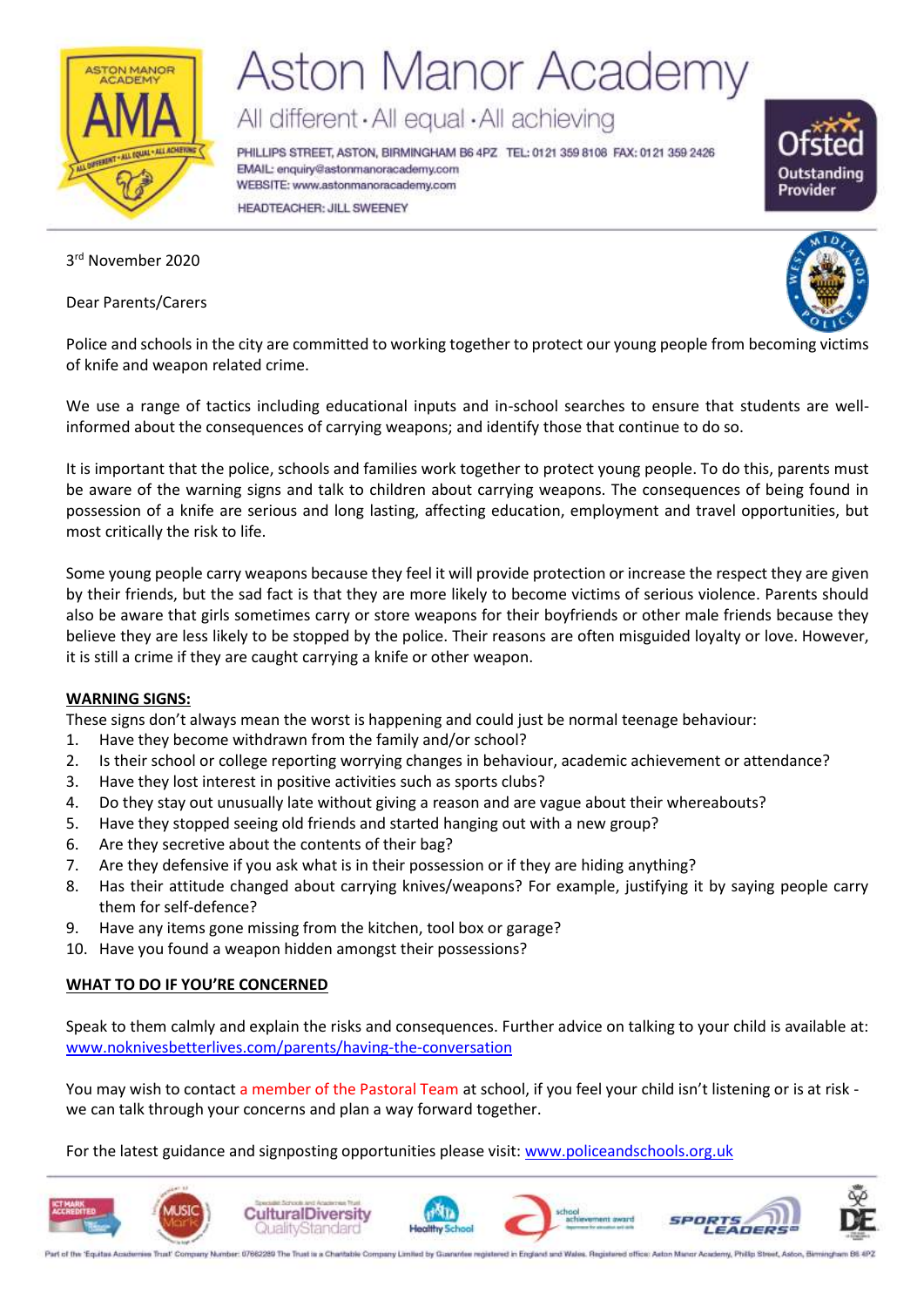# Aston Manor Academy

All different · All equal · All achieving

PHILLIPS STREET, ASTON, BIRMINGHAM B6 4PZ TEL: 0121 359 8108 FAX: 0121 359 2426
EMAIL: enquiry@astonmanoracademy.com
WEBSITE: www.astonmanoracademy.com

HEADTEACHER: JILL SWEENEY

3rd November 2020

Dear Parents/Carers

Police and schools in the city are committed to working together to protect our young people from becoming victims of knife and weapon related crime.

We use a range of tactics including educational inputs and in-school searches to ensure that students are well-informed about the consequences of carrying weapons; and identify those that continue to do so.

It is important that the police, schools and families work together to protect young people. To do this, parents must be aware of the warning signs and talk to children about carrying weapons. The consequences of being found in possession of a knife are serious and long lasting, affecting education, employment and travel opportunities, but most critically the risk to life.

Some young people carry weapons because they feel it will provide protection or increase the respect they are given by their friends, but the sad fact is that they are more likely to become victims of serious violence. Parents should also be aware that girls sometimes carry or store weapons for their boyfriends or other male friends because they believe they are less likely to be stopped by the police. Their reasons are often misguided loyalty or love. However, it is still a crime if they are caught carrying a knife or other weapon.

**WARNING SIGNS:**

These signs don't always mean the worst is happening and could just be normal teenage behaviour:

1. Have they become withdrawn from the family and/or school?
2. Is their school or college reporting worrying changes in behaviour, academic achievement or attendance?
3. Have they lost interest in positive activities such as sports clubs?
4. Do they stay out unusually late without giving a reason and are vague about their whereabouts?
5. Have they stopped seeing old friends and started hanging out with a new group?
6. Are they secretive about the contents of their bag?
7. Are they defensive if you ask what is in their possession or if they are hiding anything?
8. Has their attitude changed about carrying knives/weapons? For example, justifying it by saying people carry them for self-defence?
9. Have any items gone missing from the kitchen, tool box or garage?
10. Have you found a weapon hidden amongst their possessions?

**WHAT TO DO IF YOU'RE CONCERNED**

Speak to them calmly and explain the risks and consequences. Further advice on talking to your child is available at: www.noknivesbetterlives.com/parents/having-the-conversation

You may wish to contact a member of the Pastoral Team at school, if you feel your child isn't listening or is at risk - we can talk through your concerns and plan a way forward together.

For the latest guidance and signposting opportunities please visit: www.policeandschools.org.uk

Part of the 'Equitas Academies Trust' Company Number: 07662289 The Trust is a Charitable Company Limited by Guarantee registered in England and Wales. Registered office: Aston Manor Academy, Phillip Street, Aston, Birmingham B6 4PZ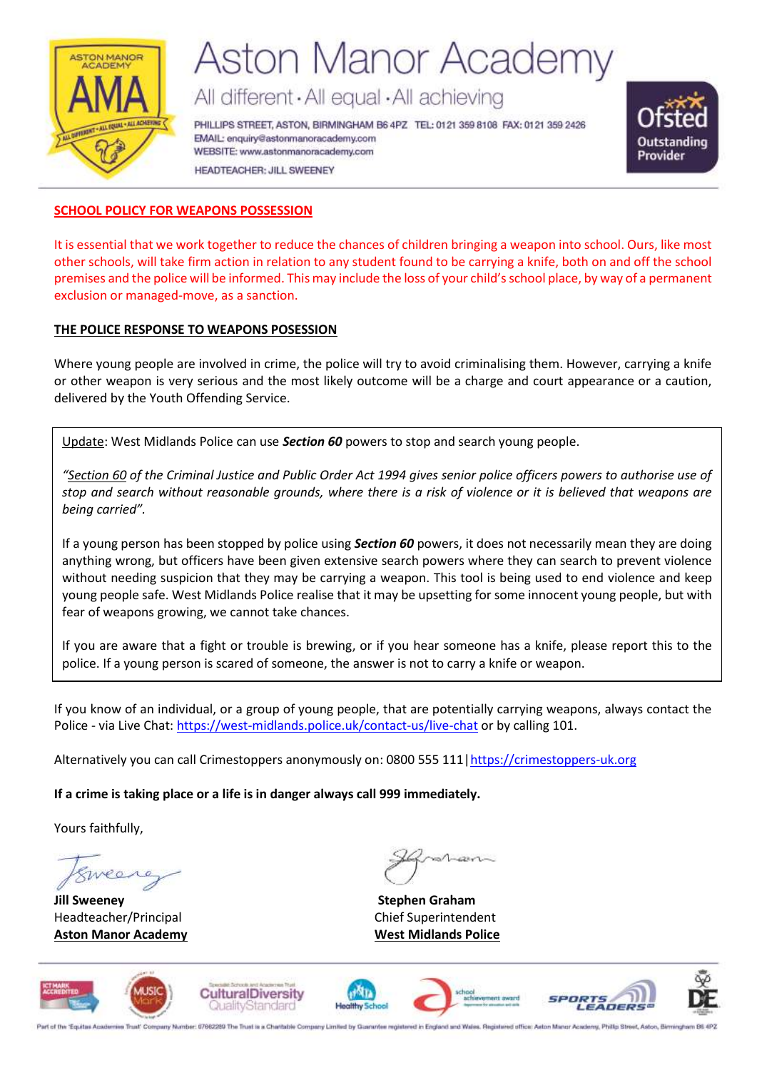# Aston Manor Academy

All different · All equal · All achieving

PHILLIPS STREET, ASTON, BIRMINGHAM B6 4PZ TEL: 0121 359 8108 FAX: 0121 359 2426
EMAIL: enquiry@astonmanoracademy.com
WEBSITE: www.astonmanoracademy.com

HEADTEACHER: JILL SWEENEY

## SCHOOL POLICY FOR WEAPONS POSSESSION

It is essential that we work together to reduce the chances of children bringing a weapon into school. Ours, like most other schools, will take firm action in relation to any student found to be carrying a knife, both on and off the school premises and the police will be informed. This may include the loss of your child's school place, by way of a permanent exclusion or managed-move, as a sanction.

## THE POLICE RESPONSE TO WEAPONS POSESSION

Where young people are involved in crime, the police will try to avoid criminalising them. However, carrying a knife or other weapon is very serious and the most likely outcome will be a charge and court appearance or a caution, delivered by the Youth Offending Service.

Update: West Midlands Police can use ***Section 60*** powers to stop and search young people.

*"Section 60 of the Criminal Justice and Public Order Act 1994 gives senior police officers powers to authorise use of stop and search without reasonable grounds, where there is a risk of violence or it is believed that weapons are being carried".*

If a young person has been stopped by police using ***Section 60*** powers, it does not necessarily mean they are doing anything wrong, but officers have been given extensive search powers where they can search to prevent violence without needing suspicion that they may be carrying a weapon. This tool is being used to end violence and keep young people safe. West Midlands Police realise that it may be upsetting for some innocent young people, but with fear of weapons growing, we cannot take chances.

If you are aware that a fight or trouble is brewing, or if you hear someone has a knife, please report this to the police. If a young person is scared of someone, the answer is not to carry a knife or weapon.

If you know of an individual, or a group of young people, that are potentially carrying weapons, always contact the Police - via Live Chat: https://west-midlands.police.uk/contact-us/live-chat or by calling 101.

Alternatively you can call Crimestoppers anonymously on: 0800 555 111 | https://crimestoppers-uk.org

**If a crime is taking place or a life is in danger always call 999 immediately.**

Yours faithfully,

**Jill Sweeney**
Headteacher/Principal
**Aston Manor Academy**

**Stephen Graham**
Chief Superintendent
**West Midlands Police**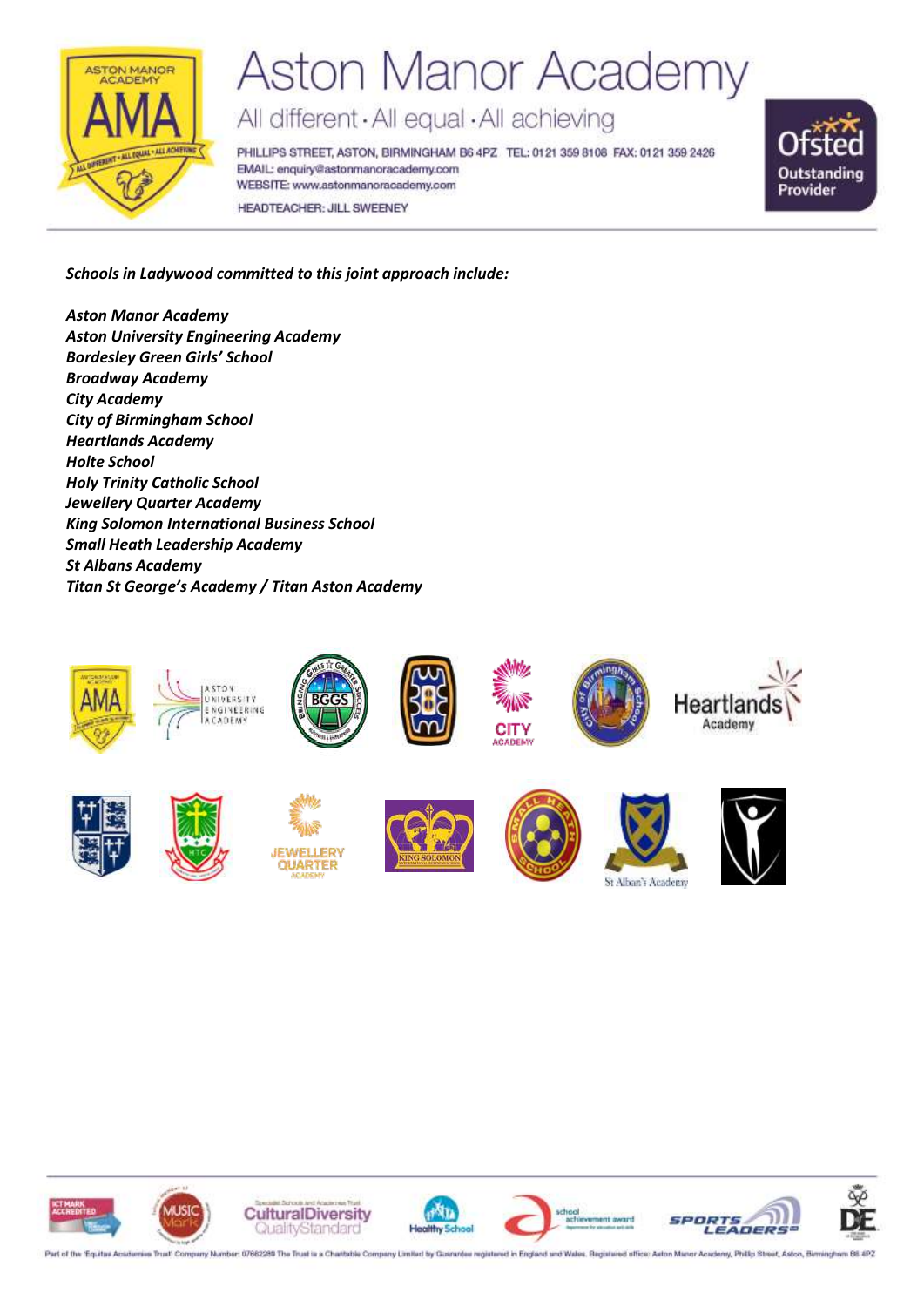*Schools in Ladywood committed to this joint approach include:*

***Aston Manor Academy***
***Aston University Engineering Academy***
***Bordesley Green Girls' School***
***Broadway Academy***
***City Academy***
***City of Birmingham School***
***Heartlands Academy***
***Holte School***
***Holy Trinity Catholic School***
***Jewellery Quarter Academy***
***King Solomon International Business School***
***Small Heath Leadership Academy***
***St Albans Academy***
***Titan St George's Academy / Titan Aston Academy***